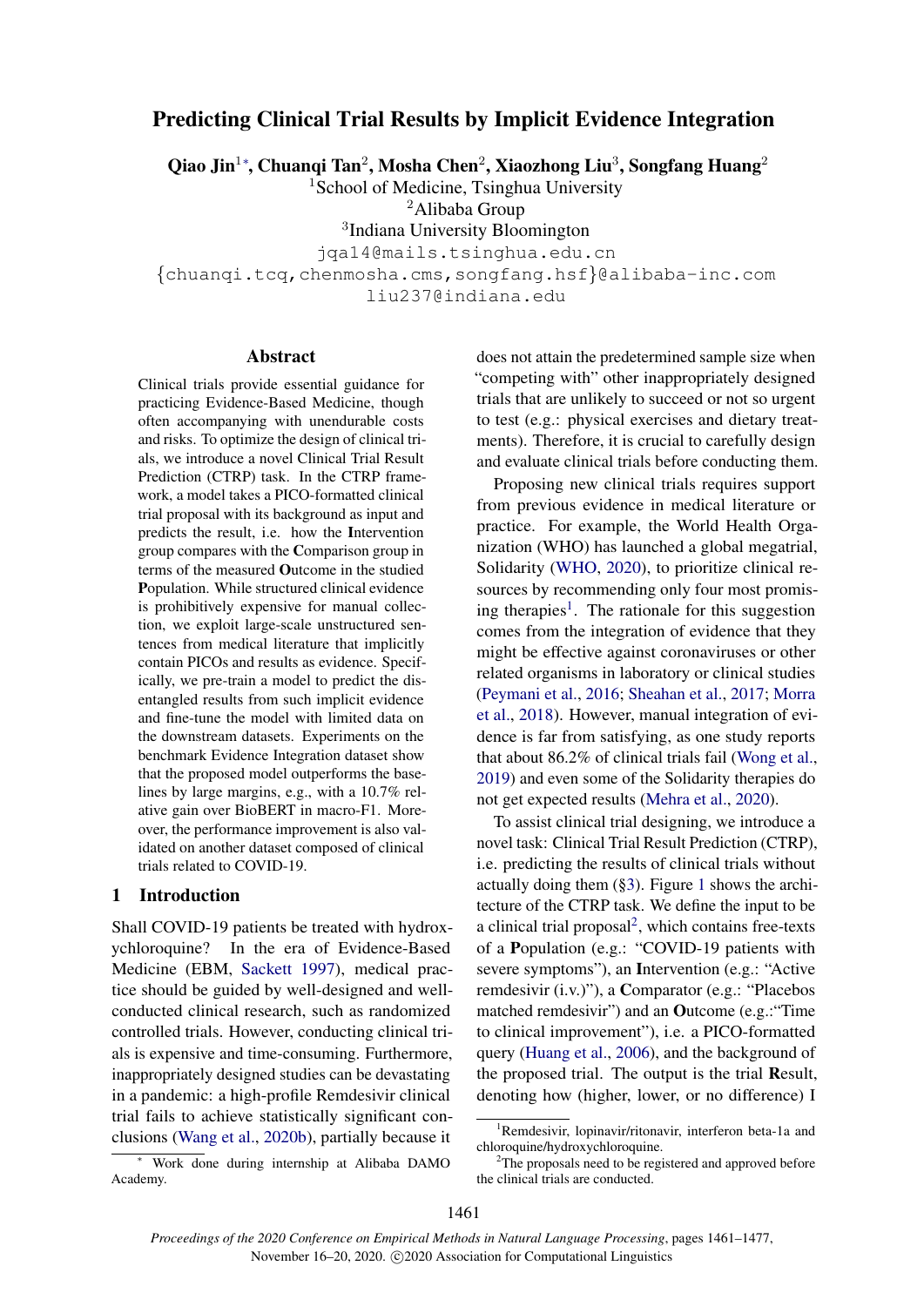# Predicting Clinical Trial Results by Implicit Evidence Integration

**Qiao Jin[1]*, Chuanqi Tan[2], Mosha Chen[2], Xiaozhong Liu[3], Songfang Huang[2]**

[1]School of Medicine, Tsinghua University
[2]Alibaba Group
[3]Indiana University Bloomington

jqa14@mails.tsinghua.edu.cn
{chuanqi.tcq,chenmosha.cms,songfang.hsf}@alibaba-inc.com
liu237@indiana.edu

## Abstract

Clinical trials provide essential guidance for practicing Evidence-Based Medicine, though often accompanying with unendurable costs and risks. To optimize the design of clinical trials, we introduce a novel Clinical Trial Result Prediction (CTRP) task. In the CTRP framework, a model takes a PICO-formatted clinical trial proposal with its background as input and predicts the result, i.e. how the **I**ntervention group compares with the **C**omparison group in terms of the measured **O**utcome in the studied **P**opulation. While structured clinical evidence is prohibitively expensive for manual collection, we exploit large-scale unstructured sentences from medical literature that implicitly contain PICOs and results as evidence. Specifically, we pre-train a model to predict the disentangled results from such implicit evidence and fine-tune the model with limited data on the downstream datasets. Experiments on the benchmark Evidence Integration dataset show that the proposed model outperforms the baselines by large margins, e.g., with a 10.7% relative gain over BioBERT in macro-F1. Moreover, the performance improvement is also validated on another dataset composed of clinical trials related to COVID-19.

## 1 Introduction

Shall COVID-19 patients be treated with hydroxychloroquine? In the era of Evidence-Based Medicine (EBM, Sackett 1997), medical practice should be guided by well-designed and well-conducted clinical research, such as randomized controlled trials. However, conducting clinical trials is expensive and time-consuming. Furthermore, inappropriately designed studies can be devastating in a pandemic: a high-profile Remdesivir clinical trial fails to achieve statistically significant conclusions (Wang et al., 2020b), partially because it does not attain the predetermined sample size when "competing with" other inappropriately designed trials that are unlikely to succeed or not so urgent to test (e.g.: physical exercises and dietary treatments). Therefore, it is crucial to carefully design and evaluate clinical trials before conducting them.

Proposing new clinical trials requires support from previous evidence in medical literature or practice. For example, the World Health Organization (WHO) has launched a global megatrial, Solidarity (WHO, 2020), to prioritize clinical resources by recommending only four most promising therapies[1]. The rationale for this suggestion comes from the integration of evidence that they might be effective against coronaviruses or other related organisms in laboratory or clinical studies (Peymani et al., 2016; Sheahan et al., 2017; Morra et al., 2018). However, manual integration of evidence is far from satisfying, as one study reports that about 86.2% of clinical trials fail (Wong et al., 2019) and even some of the Solidarity therapies do not get expected results (Mehra et al., 2020).

To assist clinical trial designing, we introduce a novel task: Clinical Trial Result Prediction (CTRP), i.e. predicting the results of clinical trials without actually doing them (§3). Figure 1 shows the architecture of the CTRP task. We define the input to be a clinical trial proposal[2], which contains free-texts of a **P**opulation (e.g.: "COVID-19 patients with severe symptoms"), an **I**ntervention (e.g.: "Active remdesivir (i.v.)"), a **C**omparator (e.g.: "Placebos matched remdesivir") and an **O**utcome (e.g.:"Time to clinical improvement"), i.e. a PICO-formatted query (Huang et al., 2006), and the background of the proposed trial. The output is the trial **R**esult, denoting how (higher, lower, or no difference) I

---

* Work done during internship at Alibaba DAMO Academy.

[1]Remdesivir, lopinavir/ritonavir, interferon beta-1a and chloroquine/hydroxychloroquine.

[2]The proposals need to be registered and approved before the clinical trials are conducted.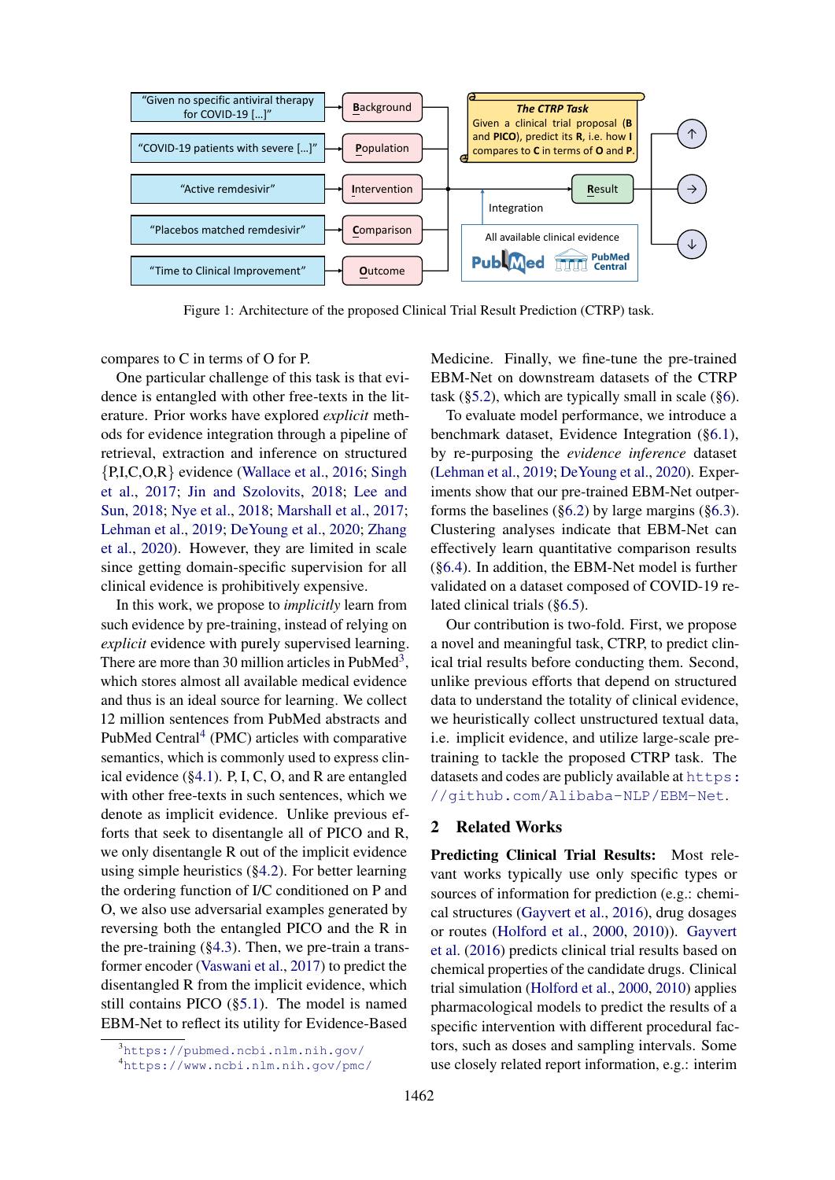Figure 1: Architecture of the proposed Clinical Trial Result Prediction (CTRP) task.

compares to C in terms of O for P.

One particular challenge of this task is that evidence is entangled with other free-texts in the literature. Prior works have explored *explicit* methods for evidence integration through a pipeline of retrieval, extraction and inference on structured {P,I,C,O,R} evidence (Wallace et al., 2016; Singh et al., 2017; Jin and Szolovits, 2018; Lee and Sun, 2018; Nye et al., 2018; Marshall et al., 2017; Lehman et al., 2019; DeYoung et al., 2020; Zhang et al., 2020). However, they are limited in scale since getting domain-specific supervision for all clinical evidence is prohibitively expensive.

In this work, we propose to *implicitly* learn from such evidence by pre-training, instead of relying on *explicit* evidence with purely supervised learning. There are more than 30 million articles in PubMed[3], which stores almost all available medical evidence and thus is an ideal source for learning. We collect 12 million sentences from PubMed abstracts and PubMed Central[4] (PMC) articles with comparative semantics, which is commonly used to express clinical evidence (§4.1). P, I, C, O, and R are entangled with other free-texts in such sentences, which we denote as implicit evidence. Unlike previous efforts that seek to disentangle all of PICO and R, we only disentangle R out of the implicit evidence using simple heuristics (§4.2). For better learning the ordering function of I/C conditioned on P and O, we also use adversarial examples generated by reversing both the entangled PICO and the R in the pre-training (§4.3). Then, we pre-train a transformer encoder (Vaswani et al., 2017) to predict the disentangled R from the implicit evidence, which still contains PICO (§5.1). The model is named EBM-Net to reflect its utility for Evidence-Based Medicine. Finally, we fine-tune the pre-trained EBM-Net on downstream datasets of the CTRP task (§5.2), which are typically small in scale (§6).

To evaluate model performance, we introduce a benchmark dataset, Evidence Integration (§6.1), by re-purposing the *evidence inference* dataset (Lehman et al., 2019; DeYoung et al., 2020). Experiments show that our pre-trained EBM-Net outperforms the baselines (§6.2) by large margins (§6.3). Clustering analyses indicate that EBM-Net can effectively learn quantitative comparison results (§6.4). In addition, the EBM-Net model is further validated on a dataset composed of COVID-19 related clinical trials (§6.5).

Our contribution is two-fold. First, we propose a novel and meaningful task, CTRP, to predict clinical trial results before conducting them. Second, unlike previous efforts that depend on structured data to understand the totality of clinical evidence, we heuristically collect unstructured textual data, i.e. implicit evidence, and utilize large-scale pre-training to tackle the proposed CTRP task. The datasets and codes are publicly available at https://github.com/Alibaba-NLP/EBM-Net.

## 2 Related Works

**Predicting Clinical Trial Results:** Most relevant works typically use only specific types or sources of information for prediction (e.g.: chemical structures (Gayvert et al., 2016), drug dosages or routes (Holford et al., 2000, 2010)). Gayvert et al. (2016) predicts clinical trial results based on chemical properties of the candidate drugs. Clinical trial simulation (Holford et al., 2000, 2010) applies pharmacological models to predict the results of a specific intervention with different procedural factors, such as doses and sampling intervals. Some use closely related report information, e.g.: interim

[3] https://pubmed.ncbi.nlm.nih.gov/
[4] https://www.ncbi.nlm.nih.gov/pmc/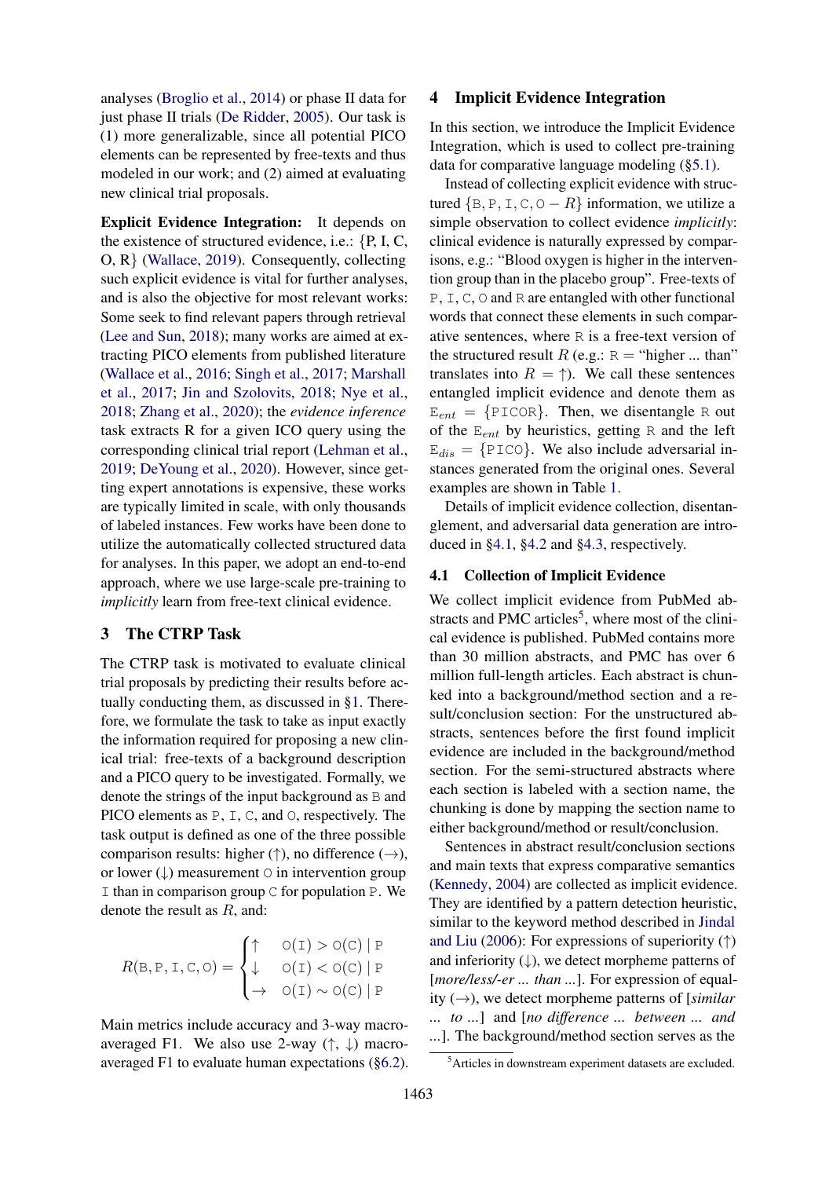analyses (Broglio et al., 2014) or phase II data for just phase II trials (De Ridder, 2005). Our task is (1) more generalizable, since all potential PICO elements can be represented by free-texts and thus modeled in our work; and (2) aimed at evaluating new clinical trial proposals.

**Explicit Evidence Integration:** It depends on the existence of structured evidence, i.e.: {P, I, C, O, R} (Wallace, 2019). Consequently, collecting such explicit evidence is vital for further analyses, and is also the objective for most relevant works: Some seek to find relevant papers through retrieval (Lee and Sun, 2018); many works are aimed at extracting PICO elements from published literature (Wallace et al., 2016; Singh et al., 2017; Marshall et al., 2017; Jin and Szolovits, 2018; Nye et al., 2018; Zhang et al., 2020); the *evidence inference* task extracts R for a given ICO query using the corresponding clinical trial report (Lehman et al., 2019; DeYoung et al., 2020). However, since getting expert annotations is expensive, these works are typically limited in scale, with only thousands of labeled instances. Few works have been done to utilize the automatically collected structured data for analyses. In this paper, we adopt an end-to-end approach, where we use large-scale pre-training to *implicitly* learn from free-text clinical evidence.

## 3 The CTRP Task

The CTRP task is motivated to evaluate clinical trial proposals by predicting their results before actually conducting them, as discussed in §1. Therefore, we formulate the task to take as input exactly the information required for proposing a new clinical trial: free-texts of a background description and a PICO query to be investigated. Formally, we denote the strings of the input background as $\texttt{B}$ and PICO elements as $\texttt{P}$, $\texttt{I}$, $\texttt{C}$, and $\texttt{O}$, respectively. The task output is defined as one of the three possible comparison results: higher (↑), no difference (→), or lower (↓) measurement $\texttt{O}$ in intervention group $\texttt{I}$ than in comparison group $\texttt{C}$ for population $\texttt{P}$. We denote the result as $R$, and:

$$R(\texttt{B},\texttt{P},\texttt{I},\texttt{C},\texttt{O}) = \begin{cases} \uparrow & \texttt{O}(\texttt{I}) > \texttt{O}(\texttt{C}) \mid \texttt{P} \\ \downarrow & \texttt{O}(\texttt{I}) < \texttt{O}(\texttt{C}) \mid \texttt{P} \\ \rightarrow & \texttt{O}(\texttt{I}) \sim \texttt{O}(\texttt{C}) \mid \texttt{P} \end{cases}$$

Main metrics include accuracy and 3-way macro-averaged F1. We also use 2-way (↑, ↓) macro-averaged F1 to evaluate human expectations (§6.2).

## 4 Implicit Evidence Integration

In this section, we introduce the Implicit Evidence Integration, which is used to collect pre-training data for comparative language modeling (§5.1).

Instead of collecting explicit evidence with structured $\{\texttt{B},\texttt{P},\texttt{I},\texttt{C},\texttt{O} - R\}$ information, we utilize a simple observation to collect evidence *implicitly*: clinical evidence is naturally expressed by comparisons, e.g.: "Blood oxygen is higher in the intervention group than in the placebo group". Free-texts of $\texttt{P}$, $\texttt{I}$, $\texttt{C}$, $\texttt{O}$ and $\texttt{R}$ are entangled with other functional words that connect these elements in such comparative sentences, where $\texttt{R}$ is a free-text version of the structured result $R$ (e.g.: $\texttt{R}$ = "higher ... than" translates into $R = \uparrow$). We call these sentences entangled implicit evidence and denote them as $\texttt{E}_{ent} = \{\texttt{PICOR}\}$. Then, we disentangle $\texttt{R}$ out of the $\texttt{E}_{ent}$ by heuristics, getting $\texttt{R}$ and the left $\texttt{E}_{dis} = \{\texttt{PICO}\}$. We also include adversarial instances generated from the original ones. Several examples are shown in Table 1.

Details of implicit evidence collection, disentanglement, and adversarial data generation are introduced in §4.1, §4.2 and §4.3, respectively.

### 4.1 Collection of Implicit Evidence

We collect implicit evidence from PubMed abstracts and PMC articles[5], where most of the clinical evidence is published. PubMed contains more than 30 million abstracts, and PMC has over 6 million full-length articles. Each abstract is chunked into a background/method section and a result/conclusion section: For the unstructured abstracts, sentences before the first found implicit evidence are included in the background/method section. For the semi-structured abstracts where each section is labeled with a section name, the chunking is done by mapping the section name to either background/method or result/conclusion.

Sentences in abstract result/conclusion sections and main texts that express comparative semantics (Kennedy, 2004) are collected as implicit evidence. They are identified by a pattern detection heuristic, similar to the keyword method described in Jindal and Liu (2006): For expressions of superiority (↑) and inferiority (↓), we detect morpheme patterns of [*more/less/-er ... than ...*]. For expression of equality (→), we detect morpheme patterns of [*similar ... to ...*] and [*no difference ... between ... and ...*]. The background/method section serves as the

[5] Articles in downstream experiment datasets are excluded.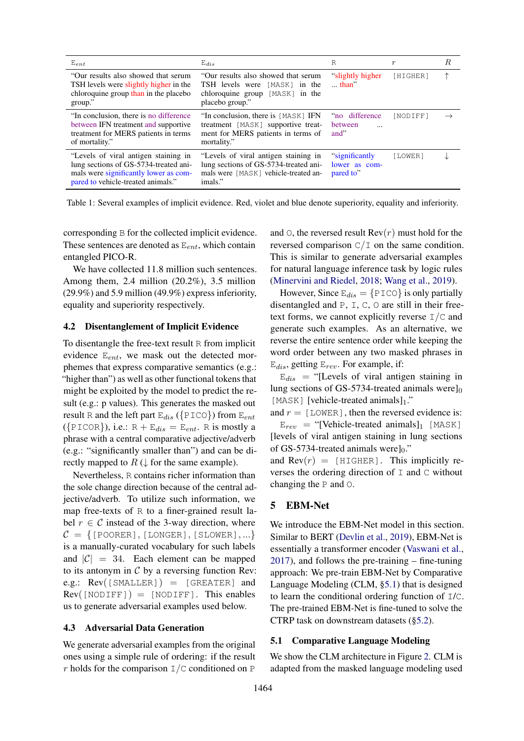| $\mathrm{E}_{ent}$ | $\mathrm{E}_{dis}$ | R | $r$ | $R$ |
|---|---|---|---|---|
| "Our results also showed that serum TSH levels were slightly higher in the chloroquine group than in the placebo group." | "Our results also showed that serum TSH levels were [MASK] in the chloroquine group [MASK] in the placebo group." | "slightly higher ... than" | [HIGHER] | ↑ |
| "In conclusion, there is no difference between IFN treatment and supportive treatment for MERS patients in terms of mortality." | "In conclusion, there is [MASK] IFN treatment [MASK] supportive treatment for MERS patients in terms of mortality." | "no difference between ... and" | [NODIFF] | → |
| "Levels of viral antigen staining in lung sections of GS-5734-treated animals were significantly lower as compared to vehicle-treated animals." | "Levels of viral antigen staining in lung sections of GS-5734-treated animals were [MASK] vehicle-treated animals." | "significantly lower as compared to" | [LOWER] | ↓ |

Table 1: Several examples of implicit evidence. Red, violet and blue denote superiority, equality and inferiority.

corresponding B for the collected implicit evidence. These sentences are denoted as $\mathrm{E}_{ent}$, which contain entangled PICO-R.

We have collected 11.8 million such sentences. Among them, 2.4 million (20.2%), 3.5 million (29.9%) and 5.9 million (49.9%) express inferiority, equality and superiority respectively.

### 4.2 Disentanglement of Implicit Evidence

To disentangle the free-text result R from implicit evidence $\mathrm{E}_{ent}$, we mask out the detected morphemes that express comparative semantics (e.g.: "higher than") as well as other functional tokens that might be exploited by the model to predict the result (e.g.: p values). This generates the masked out result R and the left part $\mathrm{E}_{dis}$ ({PICO}) from $\mathrm{E}_{ent}$ ({PICOR}), i.e.: $\mathrm{R} + \mathrm{E}_{dis} = \mathrm{E}_{ent}$. R is mostly a phrase with a central comparative adjective/adverb (e.g.: "significantly smaller than") and can be directly mapped to $R$ (↓ for the same example).

Nevertheless, R contains richer information than the sole change direction because of the central adjective/adverb. To utilize such information, we map free-texts of R to a finer-grained result label $r \in \mathcal{C}$ instead of the 3-way direction, where $\mathcal{C} = \{$[POORER], [LONGER], [SLOWER], ...$\}$ is a manually-curated vocabulary for such labels and $|\mathcal{C}| = 34$. Each element can be mapped to its antonym in $\mathcal{C}$ by a reversing function Rev: e.g.: Rev([SMALLER]) = [GREATER] and Rev([NODIFF]) = [NODIFF]. This enables us to generate adversarial examples used below.

### 4.3 Adversarial Data Generation

We generate adversarial examples from the original ones using a simple rule of ordering: if the result $r$ holds for the comparison I/C conditioned on P and O, the reversed result $\mathrm{Rev}(r)$ must hold for the reversed comparison C/I on the same condition. This is similar to generate adversarial examples for natural language inference task by logic rules (Minervini and Riedel, 2018; Wang et al., 2019).

However, Since $\mathrm{E}_{dis} = \{$PICO$\}$ is only partially disentangled and P, I, C, O are still in their free-text forms, we cannot explicitly reverse I/C and generate such examples. As an alternative, we reverse the entire sentence order while keeping the word order between any two masked phrases in $\mathrm{E}_{dis}$, getting $\mathrm{E}_{rev}$. For example, if:

$\mathrm{E}_{dis}$ = "[Levels of viral antigen staining in lung sections of GS-5734-treated animals were]$_0$ [MASK] [vehicle-treated animals]$_1$."

and $r$ = [LOWER], then the reversed evidence is:

$\mathrm{E}_{rev}$ = "[Vehicle-treated animals]$_1$ [MASK] [levels of viral antigen staining in lung sections of GS-5734-treated animals were]$_0$."

and $\mathrm{Rev}(r)$ = [HIGHER]. This implicitly reverses the ordering direction of I and C without changing the P and O.

## 5 EBM-Net

We introduce the EBM-Net model in this section. Similar to BERT (Devlin et al., 2019), EBM-Net is essentially a transformer encoder (Vaswani et al., 2017), and follows the pre-training – fine-tuning approach: We pre-train EBM-Net by Comparative Language Modeling (CLM, §5.1) that is designed to learn the conditional ordering function of I/C. The pre-trained EBM-Net is fine-tuned to solve the CTRP task on downstream datasets (§5.2).

### 5.1 Comparative Language Modeling

We show the CLM architecture in Figure 2. CLM is adapted from the masked language modeling used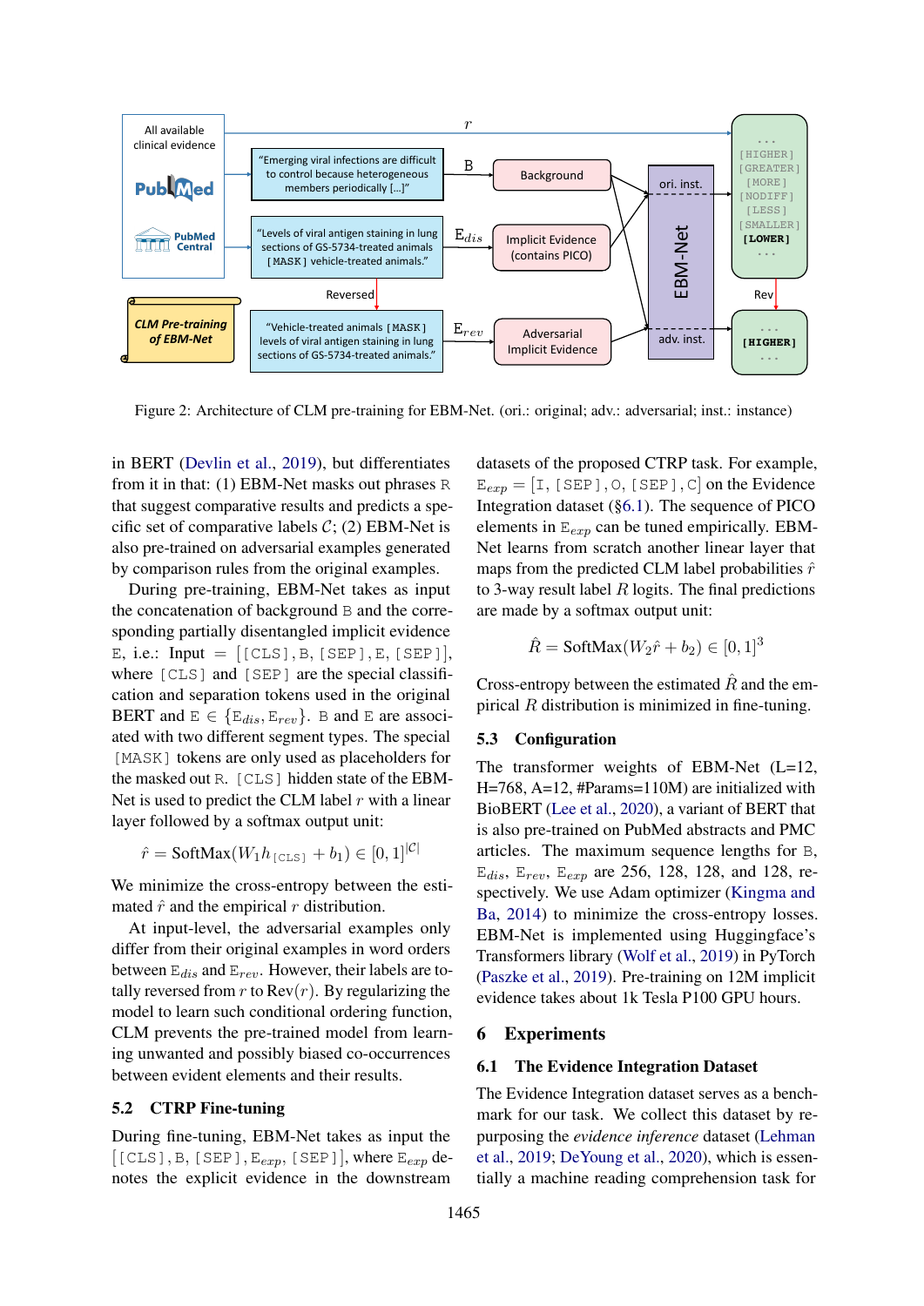Figure 2: Architecture of CLM pre-training for EBM-Net. (ori.: original; adv.: adversarial; inst.: instance)

in BERT (Devlin et al., 2019), but differentiates from it in that: (1) EBM-Net masks out phrases R that suggest comparative results and predicts a specific set of comparative labels $\mathcal{C}$; (2) EBM-Net is also pre-trained on adversarial examples generated by comparison rules from the original examples.

During pre-training, EBM-Net takes as input the concatenation of background B and the corresponding partially disentangled implicit evidence E, i.e.: Input = [[CLS], B, [SEP], E, [SEP]], where [CLS] and [SEP] are the special classification and separation tokens used in the original BERT and $\text{E} \in \{\text{E}_{dis}, \text{E}_{rev}\}$. B and E are associated with two different segment types. The special [MASK] tokens are only used as placeholders for the masked out R. [CLS] hidden state of the EBM-Net is used to predict the CLM label $r$ with a linear layer followed by a softmax output unit:

$$\hat{r} = \text{SoftMax}(W_1 h_{\text{[CLS]}} + b_1) \in [0, 1]^{|\mathcal{C}|}$$

We minimize the cross-entropy between the estimated $\hat{r}$ and the empirical $r$ distribution.

At input-level, the adversarial examples only differ from their original examples in word orders between $\text{E}_{dis}$ and $\text{E}_{rev}$. However, their labels are totally reversed from $r$ to Rev($r$). By regularizing the model to learn such conditional ordering function, CLM prevents the pre-trained model from learning unwanted and possibly biased co-occurrences between evident elements and their results.

## 5.2 CTRP Fine-tuning

During fine-tuning, EBM-Net takes as input the [[CLS], B, [SEP], $\text{E}_{exp}$, [SEP]], where $\text{E}_{exp}$ denotes the explicit evidence in the downstream datasets of the proposed CTRP task. For example, $\text{E}_{exp}$ = [I, [SEP], O, [SEP], C] on the Evidence Integration dataset (§6.1). The sequence of PICO elements in $\text{E}_{exp}$ can be tuned empirically. EBM-Net learns from scratch another linear layer that maps from the predicted CLM label probabilities $\hat{r}$ to 3-way result label $R$ logits. The final predictions are made by a softmax output unit:

$$\hat{R} = \text{SoftMax}(W_2 \hat{r} + b_2) \in [0, 1]^3$$

Cross-entropy between the estimated $\hat{R}$ and the empirical $R$ distribution is minimized in fine-tuning.

## 5.3 Configuration

The transformer weights of EBM-Net (L=12, H=768, A=12, #Params=110M) are initialized with BioBERT (Lee et al., 2020), a variant of BERT that is also pre-trained on PubMed abstracts and PMC articles. The maximum sequence lengths for B, $\text{E}_{dis}$, $\text{E}_{rev}$, $\text{E}_{exp}$ are 256, 128, 128, and 128, respectively. We use Adam optimizer (Kingma and Ba, 2014) to minimize the cross-entropy losses. EBM-Net is implemented using Huggingface's Transformers library (Wolf et al., 2019) in PyTorch (Paszke et al., 2019). Pre-training on 12M implicit evidence takes about 1k Tesla P100 GPU hours.

# 6 Experiments

## 6.1 The Evidence Integration Dataset

The Evidence Integration dataset serves as a benchmark for our task. We collect this dataset by re-purposing the *evidence inference* dataset (Lehman et al., 2019; DeYoung et al., 2020), which is essentially a machine reading comprehension task for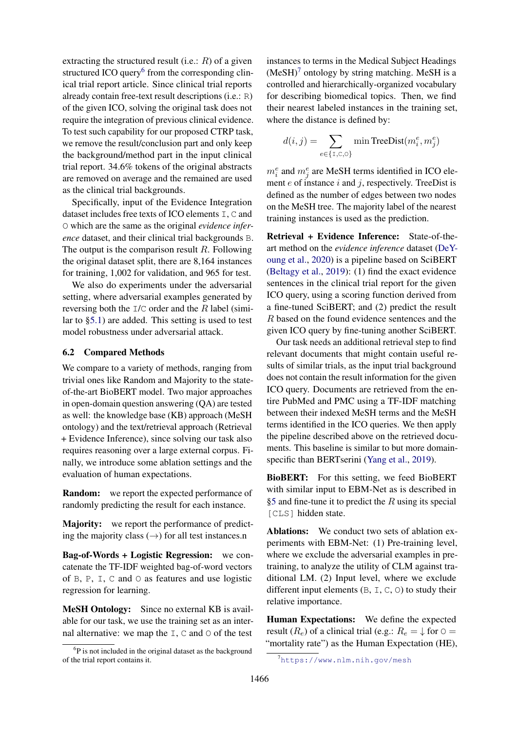extracting the structured result (i.e.: $R$) of a given structured ICO query[6] from the corresponding clinical trial report article. Since clinical trials reports already contain free-text result descriptions (i.e.: `R`) of the given ICO, solving the original task does not require the integration of previous clinical evidence. To test such capability for our proposed CTRP task, we remove the result/conclusion part and only keep the background/method part in the input clinical trial report. 34.6% tokens of the original abstracts are removed on average and the remained are used as the clinical trial backgrounds.

Specifically, input of the Evidence Integration dataset includes free texts of ICO elements `I`, `C` and `O` which are the same as the original *evidence inference* dataset, and their clinical trial backgrounds `B`. The output is the comparison result $R$. Following the original dataset split, there are 8,164 instances for training, 1,002 for validation, and 965 for test.

We also do experiments under the adversarial setting, where adversarial examples generated by reversing both the `I`/`C` order and the $R$ label (similar to §5.1) are added. This setting is used to test model robustness under adversarial attack.

### 6.2 Compared Methods

We compare to a variety of methods, ranging from trivial ones like Random and Majority to the state-of-the-art BioBERT model. Two major approaches in open-domain question answering (QA) are tested as well: the knowledge base (KB) approach (MeSH ontology) and the text/retrieval approach (Retrieval + Evidence Inference), since solving our task also requires reasoning over a large external corpus. Finally, we introduce some ablation settings and the evaluation of human expectations.

**Random:** we report the expected performance of randomly predicting the result for each instance.

**Majority:** we report the performance of predicting the majority class ($\rightarrow$) for all test instances.n

**Bag-of-Words + Logistic Regression:** we concatenate the TF-IDF weighted bag-of-word vectors of `B`, `P`, `I`, `C` and `O` as features and use logistic regression for learning.

**MeSH Ontology:** Since no external KB is available for our task, we use the training set as an internal alternative: we map the `I`, `C` and `O` of the test instances to terms in the Medical Subject Headings (MeSH)[7] ontology by string matching. MeSH is a controlled and hierarchically-organized vocabulary for describing biomedical topics. Then, we find their nearest labeled instances in the training set, where the distance is defined by:

$$d(i,j) = \sum_{e \in \{\texttt{I},\texttt{C},\texttt{O}\}} \min \text{TreeDist}(m_i^e, m_j^e)$$

$m_i^e$ and $m_j^e$ are MeSH terms identified in ICO element $e$ of instance $i$ and $j$, respectively. TreeDist is defined as the number of edges between two nodes on the MeSH tree. The majority label of the nearest training instances is used as the prediction.

**Retrieval + Evidence Inference:** State-of-the-art method on the *evidence inference* dataset (DeYoung et al., 2020) is a pipeline based on SciBERT (Beltagy et al., 2019): (1) find the exact evidence sentences in the clinical trial report for the given ICO query, using a scoring function derived from a fine-tuned SciBERT; and (2) predict the result $R$ based on the found evidence sentences and the given ICO query by fine-tuning another SciBERT.

Our task needs an additional retrieval step to find relevant documents that might contain useful results of similar trials, as the input trial background does not contain the result information for the given ICO query. Documents are retrieved from the entire PubMed and PMC using a TF-IDF matching between their indexed MeSH terms and the MeSH terms identified in the ICO queries. We then apply the pipeline described above on the retrieved documents. This baseline is similar to but more domain-specific than BERTserini (Yang et al., 2019).

**BioBERT:** For this setting, we feed BioBERT with similar input to EBM-Net as is described in §5 and fine-tune it to predict the $R$ using its special `[CLS]` hidden state.

**Ablations:** We conduct two sets of ablation experiments with EBM-Net: (1) Pre-training level, where we exclude the adversarial examples in pre-training, to analyze the utility of CLM against traditional LM. (2) Input level, where we exclude different input elements (`B`, `I`, `C`, `O`) to study their relative importance.

**Human Expectations:** We define the expected result ($R_e$) of a clinical trial (e.g.: $R_e = \downarrow$ for `O` = "mortality rate") as the Human Expectation (HE),

[6] P is not included in the original dataset as the background of the trial report contains it.

[7] https://www.nlm.nih.gov/mesh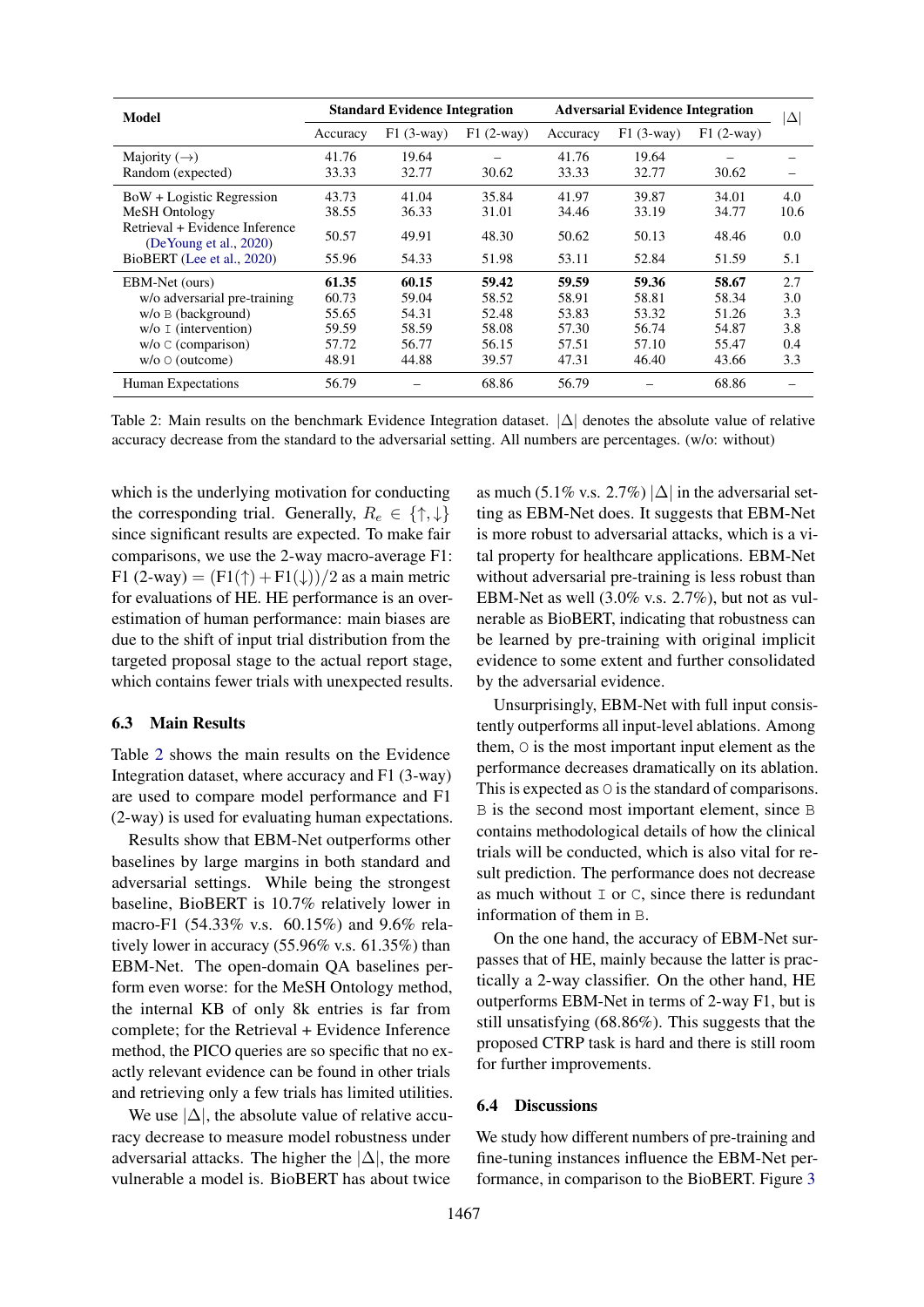| Model | Standard Evidence Integration | | | Adversarial Evidence Integration | | | $\|\Delta\|$ |
|---|---|---|---|---|---|---|---|
| | Accuracy | F1 (3-way) | F1 (2-way) | Accuracy | F1 (3-way) | F1 (2-way) | |
| Majority ($\rightarrow$) | 41.76 | 19.64 | – | 41.76 | 19.64 | – | – |
| Random (expected) | 33.33 | 32.77 | 30.62 | 33.33 | 32.77 | 30.62 | – |
| BoW + Logistic Regression | 43.73 | 41.04 | 35.84 | 41.97 | 39.87 | 34.01 | 4.0 |
| MeSH Ontology | 38.55 | 36.33 | 31.01 | 34.46 | 33.19 | 34.77 | 10.6 |
| Retrieval + Evidence Inference (DeYoung et al., 2020) | 50.57 | 49.91 | 48.30 | 50.62 | 50.13 | 48.46 | 0.0 |
| BioBERT (Lee et al., 2020) | 55.96 | 54.33 | 51.98 | 53.11 | 52.84 | 51.59 | 5.1 |
| EBM-Net (ours) | **61.35** | **60.15** | **59.42** | **59.59** | **59.36** | **58.67** | 2.7 |
| w/o adversarial pre-training | 60.73 | 59.04 | 58.52 | 58.91 | 58.81 | 58.34 | 3.0 |
| w/o B (background) | 55.65 | 54.31 | 52.48 | 53.83 | 53.32 | 51.26 | 3.3 |
| w/o I (intervention) | 59.59 | 58.59 | 58.08 | 57.30 | 56.74 | 54.87 | 3.8 |
| w/o C (comparison) | 57.72 | 56.77 | 56.15 | 57.51 | 57.10 | 55.47 | 0.4 |
| w/o O (outcome) | 48.91 | 44.88 | 39.57 | 47.31 | 46.40 | 43.66 | 3.3 |
| Human Expectations | 56.79 | – | 68.86 | 56.79 | – | 68.86 | – |

Table 2: Main results on the benchmark Evidence Integration dataset. $|\Delta|$ denotes the absolute value of relative accuracy decrease from the standard to the adversarial setting. All numbers are percentages. (w/o: without)

which is the underlying motivation for conducting the corresponding trial. Generally, $R_e \in \{\uparrow, \downarrow\}$ since significant results are expected. To make fair comparisons, we use the 2-way macro-average F1: F1 (2-way) $= (\text{F1}(\uparrow) + \text{F1}(\downarrow))/2$ as a main metric for evaluations of HE. HE performance is an over-estimation of human performance: main biases are due to the shift of input trial distribution from the targeted proposal stage to the actual report stage, which contains fewer trials with unexpected results.

### 6.3 Main Results

Table 2 shows the main results on the Evidence Integration dataset, where accuracy and F1 (3-way) are used to compare model performance and F1 (2-way) is used for evaluating human expectations.

Results show that EBM-Net outperforms other baselines by large margins in both standard and adversarial settings. While being the strongest baseline, BioBERT is 10.7% relatively lower in macro-F1 (54.33% v.s. 60.15%) and 9.6% relatively lower in accuracy (55.96% v.s. 61.35%) than EBM-Net. The open-domain QA baselines perform even worse: for the MeSH Ontology method, the internal KB of only 8k entries is far from complete; for the Retrieval + Evidence Inference method, the PICO queries are so specific that no exactly relevant evidence can be found in other trials and retrieving only a few trials has limited utilities.

We use $|\Delta|$, the absolute value of relative accuracy decrease to measure model robustness under adversarial attacks. The higher the $|\Delta|$, the more vulnerable a model is. BioBERT has about twice as much (5.1% v.s. 2.7%) $|\Delta|$ in the adversarial setting as EBM-Net does. It suggests that EBM-Net is more robust to adversarial attacks, which is a vital property for healthcare applications. EBM-Net without adversarial pre-training is less robust than EBM-Net as well (3.0% v.s. 2.7%), but not as vulnerable as BioBERT, indicating that robustness can be learned by pre-training with original implicit evidence to some extent and further consolidated by the adversarial evidence.

Unsurprisingly, EBM-Net with full input consistently outperforms all input-level ablations. Among them, O is the most important input element as the performance decreases dramatically on its ablation. This is expected as O is the standard of comparisons. B is the second most important element, since B contains methodological details of how the clinical trials will be conducted, which is also vital for result prediction. The performance does not decrease as much without I or C, since there is redundant information of them in B.

On the one hand, the accuracy of EBM-Net surpasses that of HE, mainly because the latter is practically a 2-way classifier. On the other hand, HE outperforms EBM-Net in terms of 2-way F1, but is still unsatisfying (68.86%). This suggests that the proposed CTRP task is hard and there is still room for further improvements.

### 6.4 Discussions

We study how different numbers of pre-training and fine-tuning instances influence the EBM-Net performance, in comparison to the BioBERT. Figure 3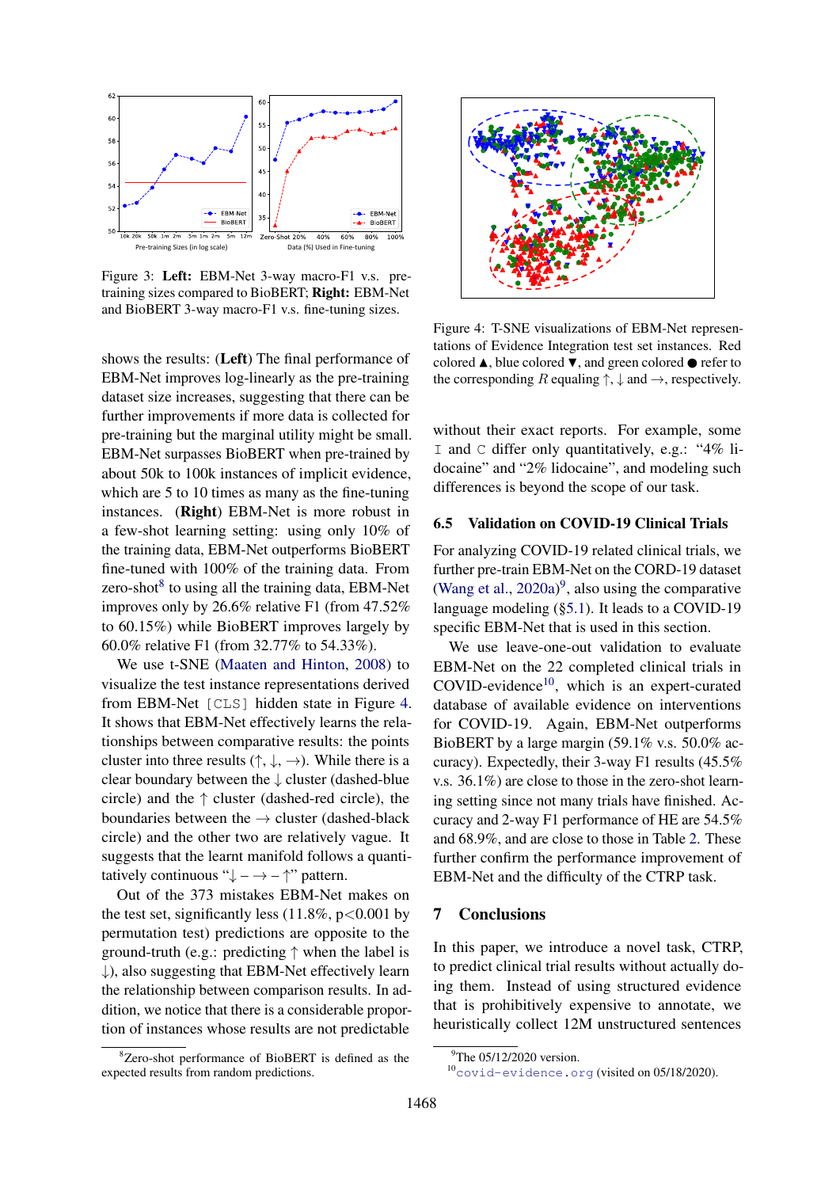Figure 3: **Left:** EBM-Net 3-way macro-F1 v.s. pre-training sizes compared to BioBERT; **Right:** EBM-Net and BioBERT 3-way macro-F1 v.s. fine-tuning sizes.

shows the results: (**Left**) The final performance of EBM-Net improves log-linearly as the pre-training dataset size increases, suggesting that there can be further improvements if more data is collected for pre-training but the marginal utility might be small. EBM-Net surpasses BioBERT when pre-trained by about 50k to 100k instances of implicit evidence, which are 5 to 10 times as many as the fine-tuning instances. (**Right**) EBM-Net is more robust in a few-shot learning setting: using only 10% of the training data, EBM-Net outperforms BioBERT fine-tuned with 100% of the training data. From zero-shot[8] to using all the training data, EBM-Net improves only by 26.6% relative F1 (from 47.52% to 60.15%) while BioBERT improves largely by 60.0% relative F1 (from 32.77% to 54.33%).

We use t-SNE (Maaten and Hinton, 2008) to visualize the test instance representations derived from EBM-Net `[CLS]` hidden state in Figure 4. It shows that EBM-Net effectively learns the relationships between comparative results: the points cluster into three results (↑, ↓, →). While there is a clear boundary between the ↓ cluster (dashed-blue circle) and the ↑ cluster (dashed-red circle), the boundaries between the → cluster (dashed-black circle) and the other two are relatively vague. It suggests that the learnt manifold follows a quantitatively continuous "↓ – → – ↑" pattern.

Out of the 373 mistakes EBM-Net makes on the test set, significantly less (11.8%, p<0.001 by permutation test) predictions are opposite to the ground-truth (e.g.: predicting ↑ when the label is ↓), also suggesting that EBM-Net effectively learn the relationship between comparison results. In addition, we notice that there is a considerable proportion of instances whose results are not predictable without their exact reports. For example, some `I` and `C` differ only quantitatively, e.g.: "4% lidocaine" and "2% lidocaine", and modeling such differences is beyond the scope of our task.

[8] Zero-shot performance of BioBERT is defined as the expected results from random predictions.

Figure 4: T-SNE visualizations of EBM-Net representations of Evidence Integration test set instances. Red colored ▲, blue colored ▼, and green colored ● refer to the corresponding $R$ equaling ↑, ↓ and →, respectively.

## 6.5 Validation on COVID-19 Clinical Trials

For analyzing COVID-19 related clinical trials, we further pre-train EBM-Net on the CORD-19 dataset (Wang et al., 2020a)[9], also using the comparative language modeling (§5.1). It leads to a COVID-19 specific EBM-Net that is used in this section.

We use leave-one-out validation to evaluate EBM-Net on the 22 completed clinical trials in COVID-evidence[10], which is an expert-curated database of available evidence on interventions for COVID-19. Again, EBM-Net outperforms BioBERT by a large margin (59.1% v.s. 50.0% accuracy). Expectedly, their 3-way F1 results (45.5% v.s. 36.1%) are close to those in the zero-shot learning setting since not many trials have finished. Accuracy and 2-way F1 performance of HE are 54.5% and 68.9%, and are close to those in Table 2. These further confirm the performance improvement of EBM-Net and the difficulty of the CTRP task.

# 7 Conclusions

In this paper, we introduce a novel task, CTRP, to predict clinical trial results without actually doing them. Instead of using structured evidence that is prohibitively expensive to annotate, we heuristically collect 12M unstructured sentences

[9] The 05/12/2020 version.

[10] `covid-evidence.org` (visited on 05/18/2020).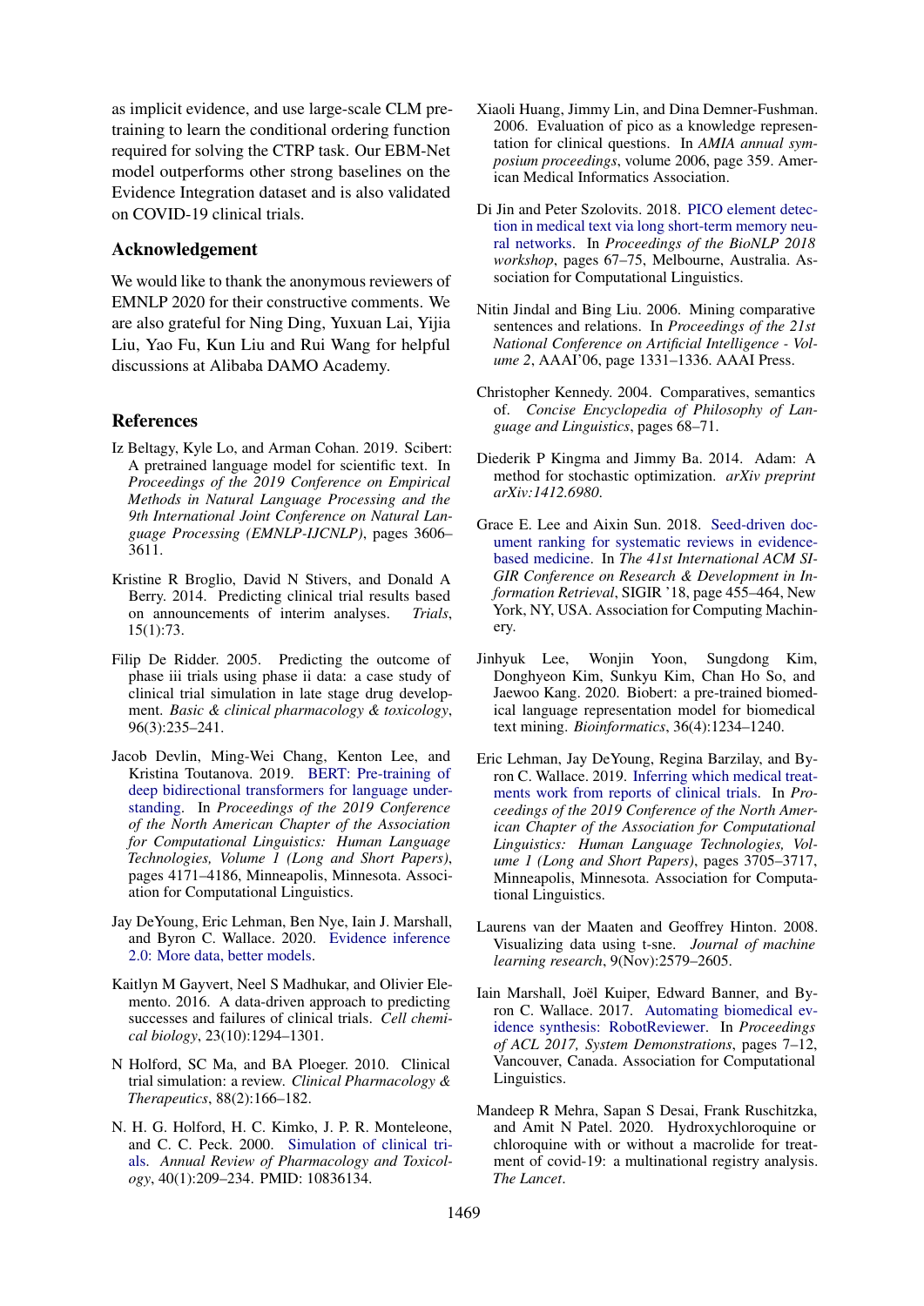as implicit evidence, and use large-scale CLM pre-training to learn the conditional ordering function required for solving the CTRP task. Our EBM-Net model outperforms other strong baselines on the Evidence Integration dataset and is also validated on COVID-19 clinical trials.

## Acknowledgement

We would like to thank the anonymous reviewers of EMNLP 2020 for their constructive comments. We are also grateful for Ning Ding, Yuxuan Lai, Yijia Liu, Yao Fu, Kun Liu and Rui Wang for helpful discussions at Alibaba DAMO Academy.

## References

Iz Beltagy, Kyle Lo, and Arman Cohan. 2019. Scibert: A pretrained language model for scientific text. In *Proceedings of the 2019 Conference on Empirical Methods in Natural Language Processing and the 9th International Joint Conference on Natural Language Processing (EMNLP-IJCNLP)*, pages 3606–3611.

Kristine R Broglio, David N Stivers, and Donald A Berry. 2014. Predicting clinical trial results based on announcements of interim analyses. *Trials*, 15(1):73.

Filip De Ridder. 2005. Predicting the outcome of phase iii trials using phase ii data: a case study of clinical trial simulation in late stage drug development. *Basic & clinical pharmacology & toxicology*, 96(3):235–241.

Jacob Devlin, Ming-Wei Chang, Kenton Lee, and Kristina Toutanova. 2019. BERT: Pre-training of deep bidirectional transformers for language understanding. In *Proceedings of the 2019 Conference of the North American Chapter of the Association for Computational Linguistics: Human Language Technologies, Volume 1 (Long and Short Papers)*, pages 4171–4186, Minneapolis, Minnesota. Association for Computational Linguistics.

Jay DeYoung, Eric Lehman, Ben Nye, Iain J. Marshall, and Byron C. Wallace. 2020. Evidence inference 2.0: More data, better models.

Kaitlyn M Gayvert, Neel S Madhukar, and Olivier Elemento. 2016. A data-driven approach to predicting successes and failures of clinical trials. *Cell chemical biology*, 23(10):1294–1301.

N Holford, SC Ma, and BA Ploeger. 2010. Clinical trial simulation: a review. *Clinical Pharmacology & Therapeutics*, 88(2):166–182.

N. H. G. Holford, H. C. Kimko, J. P. R. Monteleone, and C. C. Peck. 2000. Simulation of clinical trials. *Annual Review of Pharmacology and Toxicology*, 40(1):209–234. PMID: 10836134.

Xiaoli Huang, Jimmy Lin, and Dina Demner-Fushman. 2006. Evaluation of pico as a knowledge representation for clinical questions. In *AMIA annual symposium proceedings*, volume 2006, page 359. American Medical Informatics Association.

Di Jin and Peter Szolovits. 2018. PICO element detection in medical text via long short-term memory neural networks. In *Proceedings of the BioNLP 2018 workshop*, pages 67–75, Melbourne, Australia. Association for Computational Linguistics.

Nitin Jindal and Bing Liu. 2006. Mining comparative sentences and relations. In *Proceedings of the 21st National Conference on Artificial Intelligence - Volume 2*, AAAI'06, page 1331–1336. AAAI Press.

Christopher Kennedy. 2004. Comparatives, semantics of. *Concise Encyclopedia of Philosophy of Language and Linguistics*, pages 68–71.

Diederik P Kingma and Jimmy Ba. 2014. Adam: A method for stochastic optimization. *arXiv preprint arXiv:1412.6980*.

Grace E. Lee and Aixin Sun. 2018. Seed-driven document ranking for systematic reviews in evidence-based medicine. In *The 41st International ACM SIGIR Conference on Research & Development in Information Retrieval*, SIGIR '18, page 455–464, New York, NY, USA. Association for Computing Machinery.

Jinhyuk Lee, Wonjin Yoon, Sungdong Kim, Donghyeon Kim, Sunkyu Kim, Chan Ho So, and Jaewoo Kang. 2020. Biobert: a pre-trained biomedical language representation model for biomedical text mining. *Bioinformatics*, 36(4):1234–1240.

Eric Lehman, Jay DeYoung, Regina Barzilay, and Byron C. Wallace. 2019. Inferring which medical treatments work from reports of clinical trials. In *Proceedings of the 2019 Conference of the North American Chapter of the Association for Computational Linguistics: Human Language Technologies, Volume 1 (Long and Short Papers)*, pages 3705–3717, Minneapolis, Minnesota. Association for Computational Linguistics.

Laurens van der Maaten and Geoffrey Hinton. 2008. Visualizing data using t-sne. *Journal of machine learning research*, 9(Nov):2579–2605.

Iain Marshall, Joël Kuiper, Edward Banner, and Byron C. Wallace. 2017. Automating biomedical evidence synthesis: RobotReviewer. In *Proceedings of ACL 2017, System Demonstrations*, pages 7–12, Vancouver, Canada. Association for Computational Linguistics.

Mandeep R Mehra, Sapan S Desai, Frank Ruschitzka, and Amit N Patel. 2020. Hydroxychloroquine or chloroquine with or without a macrolide for treatment of covid-19: a multinational registry analysis. *The Lancet*.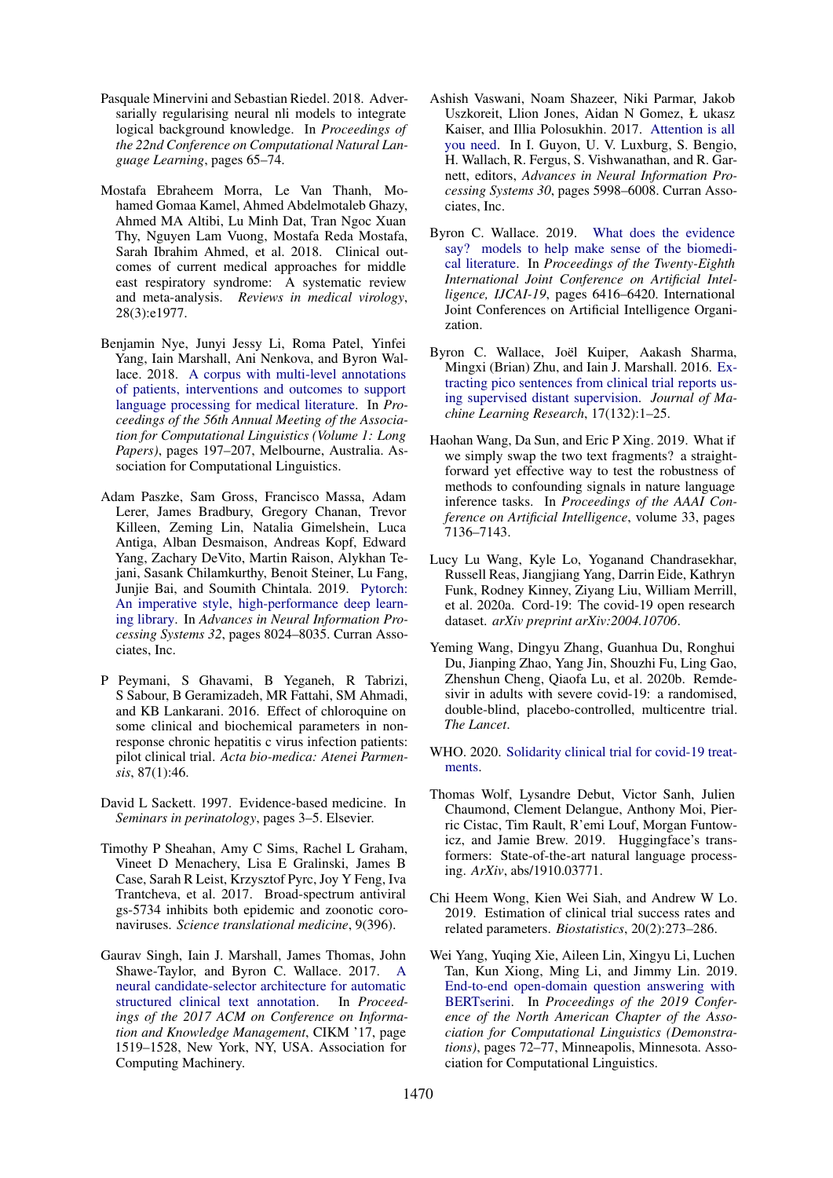Pasquale Minervini and Sebastian Riedel. 2018. Adversarially regularising neural nli models to integrate logical background knowledge. In *Proceedings of the 22nd Conference on Computational Natural Language Learning*, pages 65–74.

Mostafa Ebraheem Morra, Le Van Thanh, Mohamed Gomaa Kamel, Ahmed Abdelmotaleb Ghazy, Ahmed MA Altibi, Lu Minh Dat, Tran Ngoc Xuan Thy, Nguyen Lam Vuong, Mostafa Reda Mostafa, Sarah Ibrahim Ahmed, et al. 2018. Clinical outcomes of current medical approaches for middle east respiratory syndrome: A systematic review and meta-analysis. *Reviews in medical virology*, 28(3):e1977.

Benjamin Nye, Junyi Jessy Li, Roma Patel, Yinfei Yang, Iain Marshall, Ani Nenkova, and Byron Wallace. 2018. A corpus with multi-level annotations of patients, interventions and outcomes to support language processing for medical literature. In *Proceedings of the 56th Annual Meeting of the Association for Computational Linguistics (Volume 1: Long Papers)*, pages 197–207, Melbourne, Australia. Association for Computational Linguistics.

Adam Paszke, Sam Gross, Francisco Massa, Adam Lerer, James Bradbury, Gregory Chanan, Trevor Killeen, Zeming Lin, Natalia Gimelshein, Luca Antiga, Alban Desmaison, Andreas Kopf, Edward Yang, Zachary DeVito, Martin Raison, Alykhan Tejani, Sasank Chilamkurthy, Benoit Steiner, Lu Fang, Junjie Bai, and Soumith Chintala. 2019. Pytorch: An imperative style, high-performance deep learning library. In *Advances in Neural Information Processing Systems 32*, pages 8024–8035. Curran Associates, Inc.

P Peymani, S Ghavami, B Yeganeh, R Tabrizi, S Sabour, B Geramizadeh, MR Fattahi, SM Ahmadi, and KB Lankarani. 2016. Effect of chloroquine on some clinical and biochemical parameters in non-response chronic hepatitis c virus infection patients: pilot clinical trial. *Acta bio-medica: Atenei Parmensis*, 87(1):46.

David L Sackett. 1997. Evidence-based medicine. In *Seminars in perinatology*, pages 3–5. Elsevier.

Timothy P Sheahan, Amy C Sims, Rachel L Graham, Vineet D Menachery, Lisa E Gralinski, James B Case, Sarah R Leist, Krzysztof Pyrc, Joy Y Feng, Iva Trantcheva, et al. 2017. Broad-spectrum antiviral gs-5734 inhibits both epidemic and zoonotic coronaviruses. *Science translational medicine*, 9(396).

Gaurav Singh, Iain J. Marshall, James Thomas, John Shawe-Taylor, and Byron C. Wallace. 2017. A neural candidate-selector architecture for automatic structured clinical text annotation. In *Proceedings of the 2017 ACM on Conference on Information and Knowledge Management*, CIKM '17, page 1519–1528, New York, NY, USA. Association for Computing Machinery.

Ashish Vaswani, Noam Shazeer, Niki Parmar, Jakob Uszkoreit, Llion Jones, Aidan N Gomez, Ł ukasz Kaiser, and Illia Polosukhin. 2017. Attention is all you need. In I. Guyon, U. V. Luxburg, S. Bengio, H. Wallach, R. Fergus, S. Vishwanathan, and R. Garnett, editors, *Advances in Neural Information Processing Systems 30*, pages 5998–6008. Curran Associates, Inc.

Byron C. Wallace. 2019. What does the evidence say? models to help make sense of the biomedical literature. In *Proceedings of the Twenty-Eighth International Joint Conference on Artificial Intelligence, IJCAI-19*, pages 6416–6420. International Joint Conferences on Artificial Intelligence Organization.

Byron C. Wallace, Joël Kuiper, Aakash Sharma, Mingxi (Brian) Zhu, and Iain J. Marshall. 2016. Extracting pico sentences from clinical trial reports using supervised distant supervision. *Journal of Machine Learning Research*, 17(132):1–25.

Haohan Wang, Da Sun, and Eric P Xing. 2019. What if we simply swap the two text fragments? a straightforward yet effective way to test the robustness of methods to confounding signals in nature language inference tasks. In *Proceedings of the AAAI Conference on Artificial Intelligence*, volume 33, pages 7136–7143.

Lucy Lu Wang, Kyle Lo, Yoganand Chandrasekhar, Russell Reas, Jiangjiang Yang, Darrin Eide, Kathryn Funk, Rodney Kinney, Ziyang Liu, William Merrill, et al. 2020a. Cord-19: The covid-19 open research dataset. *arXiv preprint arXiv:2004.10706*.

Yeming Wang, Dingyu Zhang, Guanhua Du, Ronghui Du, Jianping Zhao, Yang Jin, Shouzhi Fu, Ling Gao, Zhenshun Cheng, Qiaofa Lu, et al. 2020b. Remdesivir in adults with severe covid-19: a randomised, double-blind, placebo-controlled, multicentre trial. *The Lancet*.

WHO. 2020. Solidarity clinical trial for covid-19 treatments.

Thomas Wolf, Lysandre Debut, Victor Sanh, Julien Chaumond, Clement Delangue, Anthony Moi, Pierric Cistac, Tim Rault, R'emi Louf, Morgan Funtowicz, and Jamie Brew. 2019. Huggingface's transformers: State-of-the-art natural language processing. *ArXiv*, abs/1910.03771.

Chi Heem Wong, Kien Wei Siah, and Andrew W Lo. 2019. Estimation of clinical trial success rates and related parameters. *Biostatistics*, 20(2):273–286.

Wei Yang, Yuqing Xie, Aileen Lin, Xingyu Li, Luchen Tan, Kun Xiong, Ming Li, and Jimmy Lin. 2019. End-to-end open-domain question answering with BERTserini. In *Proceedings of the 2019 Conference of the North American Chapter of the Association for Computational Linguistics (Demonstrations)*, pages 72–77, Minneapolis, Minnesota. Association for Computational Linguistics.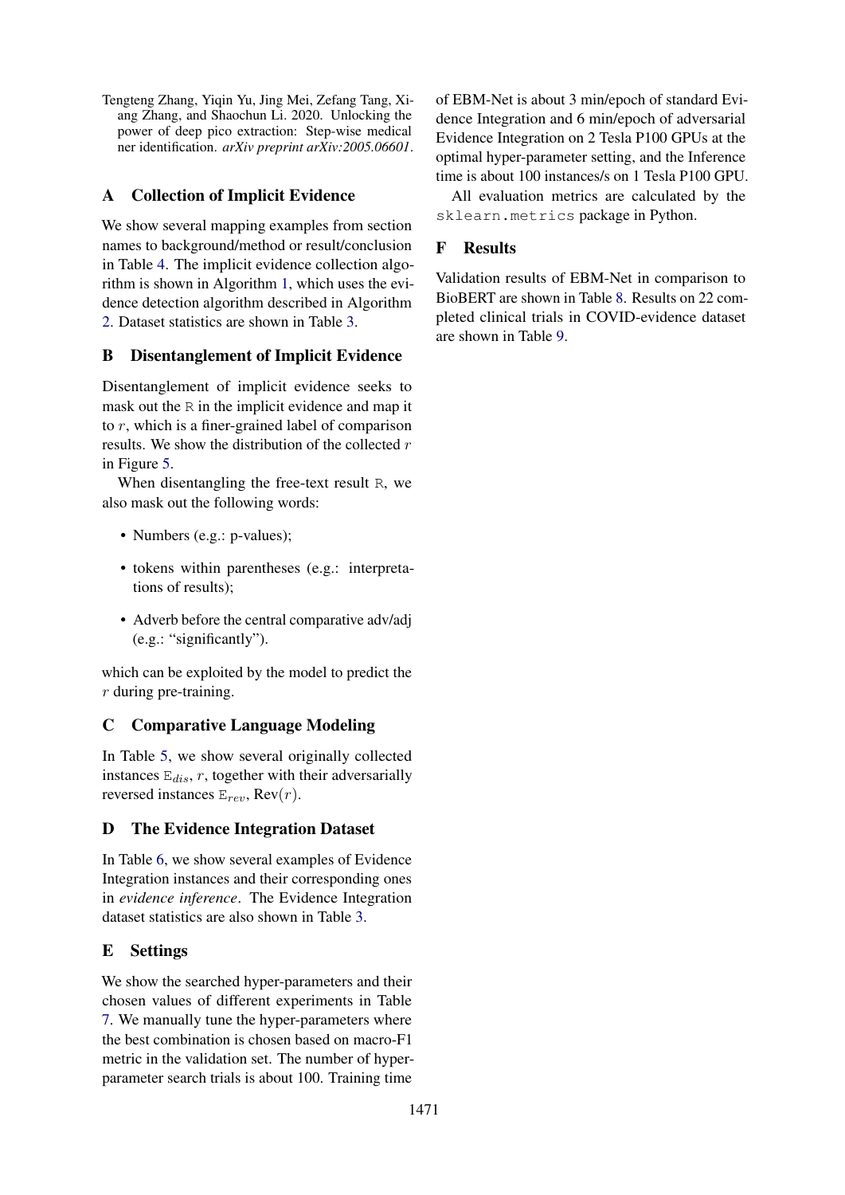Tengteng Zhang, Yiqin Yu, Jing Mei, Zefang Tang, Xiang Zhang, and Shaochun Li. 2020. Unlocking the power of deep pico extraction: Step-wise medical ner identification. *arXiv preprint arXiv:2005.06601*.

## A Collection of Implicit Evidence

We show several mapping examples from section names to background/method or result/conclusion in Table 4. The implicit evidence collection algorithm is shown in Algorithm 1, which uses the evidence detection algorithm described in Algorithm 2. Dataset statistics are shown in Table 3.

## B Disentanglement of Implicit Evidence

Disentanglement of implicit evidence seeks to mask out the `R` in the implicit evidence and map it to $r$, which is a finer-grained label of comparison results. We show the distribution of the collected $r$ in Figure 5.

When disentangling the free-text result `R`, we also mask out the following words:

- Numbers (e.g.: p-values);
- tokens within parentheses (e.g.: interpretations of results);
- Adverb before the central comparative adv/adj (e.g.: "significantly").

which can be exploited by the model to predict the $r$ during pre-training.

## C Comparative Language Modeling

In Table 5, we show several originally collected instances $\mathtt{E}_{dis}$, $r$, together with their adversarially reversed instances $\mathtt{E}_{rev}$, Rev($r$).

## D The Evidence Integration Dataset

In Table 6, we show several examples of Evidence Integration instances and their corresponding ones in *evidence inference*. The Evidence Integration dataset statistics are also shown in Table 3.

## E Settings

We show the searched hyper-parameters and their chosen values of different experiments in Table 7. We manually tune the hyper-parameters where the best combination is chosen based on macro-F1 metric in the validation set. The number of hyper-parameter search trials is about 100. Training time of EBM-Net is about 3 min/epoch of standard Evidence Integration and 6 min/epoch of adversarial Evidence Integration on 2 Tesla P100 GPUs at the optimal hyper-parameter setting, and the Inference time is about 100 instances/s on 1 Tesla P100 GPU.

All evaluation metrics are calculated by the `sklearn.metrics` package in Python.

## F Results

Validation results of EBM-Net in comparison to BioBERT are shown in Table 8. Results on 22 completed clinical trials in COVID-evidence dataset are shown in Table 9.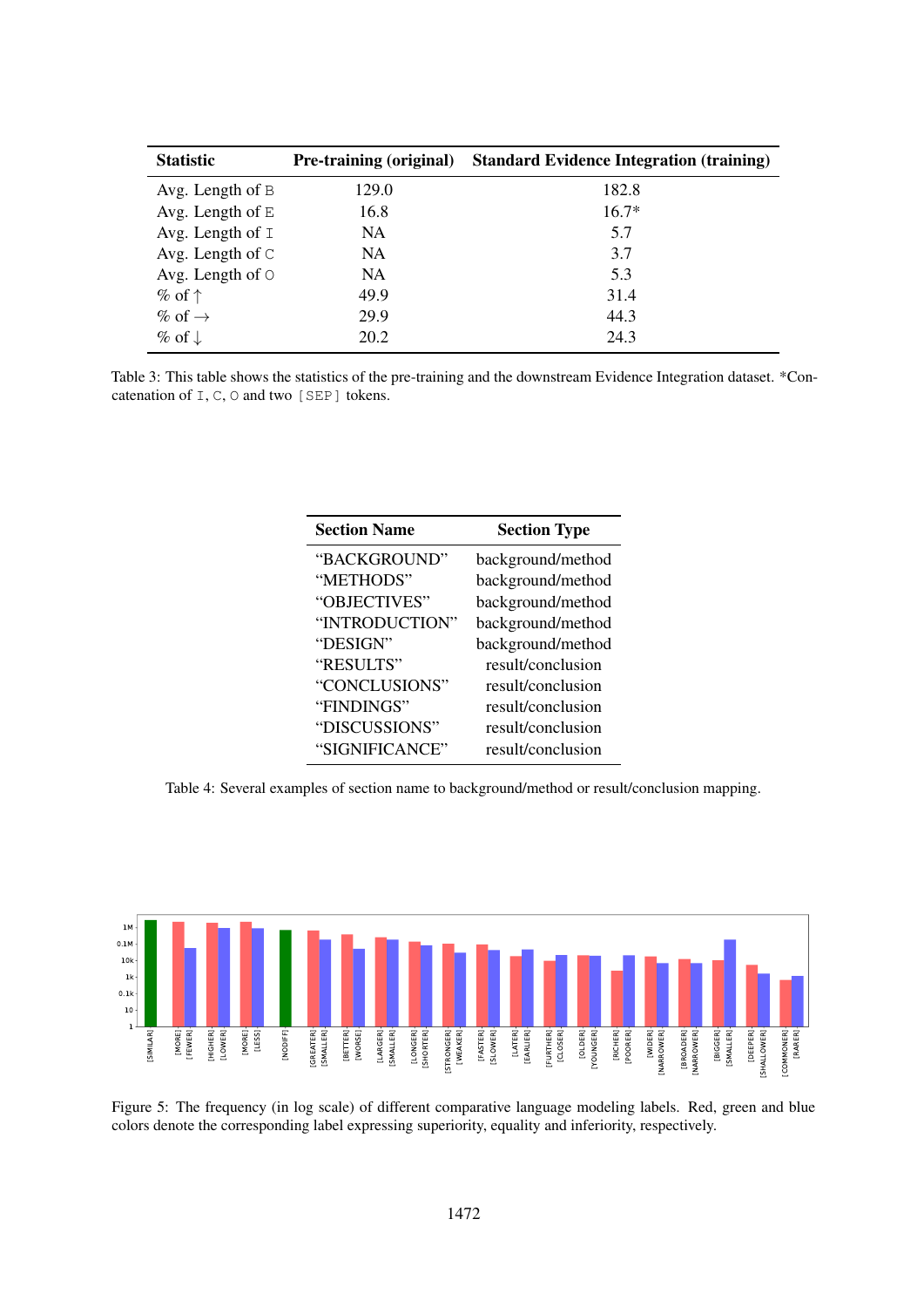| Statistic | Pre-training (original) | Standard Evidence Integration (training) |
|---|---|---|
| Avg. Length of B | 129.0 | 182.8 |
| Avg. Length of E | 16.8 | 16.7* |
| Avg. Length of I | NA | 5.7 |
| Avg. Length of C | NA | 3.7 |
| Avg. Length of O | NA | 5.3 |
| % of ↑ | 49.9 | 31.4 |
| % of → | 29.9 | 44.3 |
| % of ↓ | 20.2 | 24.3 |

Table 3: This table shows the statistics of the pre-training and the downstream Evidence Integration dataset. *Concatenation of I, C, O and two [SEP] tokens.

| Section Name | Section Type |
|---|---|
| "BACKGROUND" | background/method |
| "METHODS" | background/method |
| "OBJECTIVES" | background/method |
| "INTRODUCTION" | background/method |
| "DESIGN" | background/method |
| "RESULTS" | result/conclusion |
| "CONCLUSIONS" | result/conclusion |
| "FINDINGS" | result/conclusion |
| "DISCUSSIONS" | result/conclusion |
| "SIGNIFICANCE" | result/conclusion |

Table 4: Several examples of section name to background/method or result/conclusion mapping.

Figure 5: The frequency (in log scale) of different comparative language modeling labels. Red, green and blue colors denote the corresponding label expressing superiority, equality and inferiority, respectively.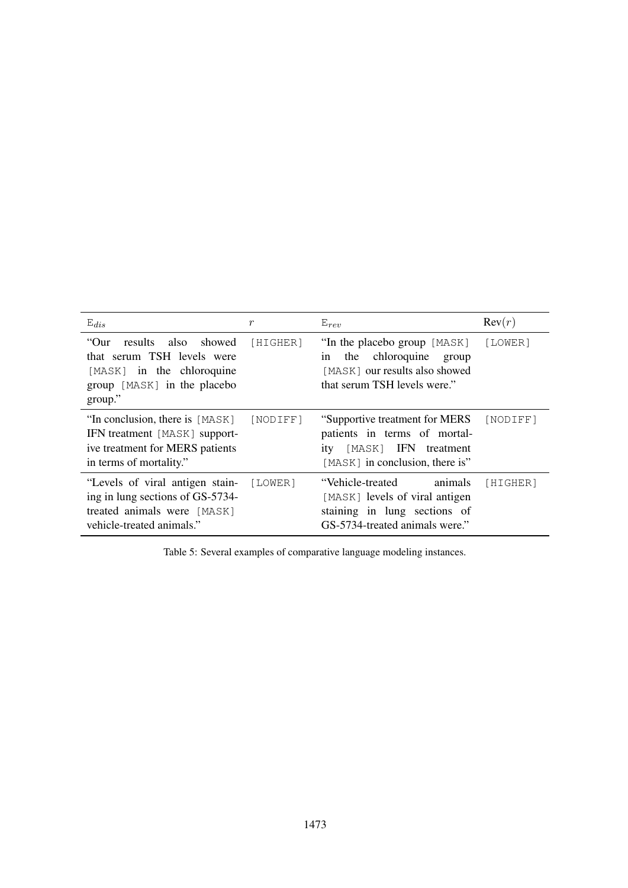| $E_{dis}$ | $r$ | $E_{rev}$ | Rev($r$) |
|---|---|---|---|
| "Our results also showed that serum TSH levels were [MASK] in the chloroquine group [MASK] in the placebo group." | [HIGHER] | "In the placebo group [MASK] in the chloroquine group [MASK] our results also showed that serum TSH levels were." | [LOWER] |
| "In conclusion, there is [MASK] IFN treatment [MASK] supportive treatment for MERS patients in terms of mortality." | [NODIFF] | "Supportive treatment for MERS patients in terms of mortality [MASK] IFN treatment [MASK] in conclusion, there is" | [NODIFF] |
| "Levels of viral antigen staining in lung sections of GS-5734-treated animals were [MASK] vehicle-treated animals." | [LOWER] | "Vehicle-treated animals [MASK] levels of viral antigen staining in lung sections of GS-5734-treated animals were." | [HIGHER] |

Table 5: Several examples of comparative language modeling instances.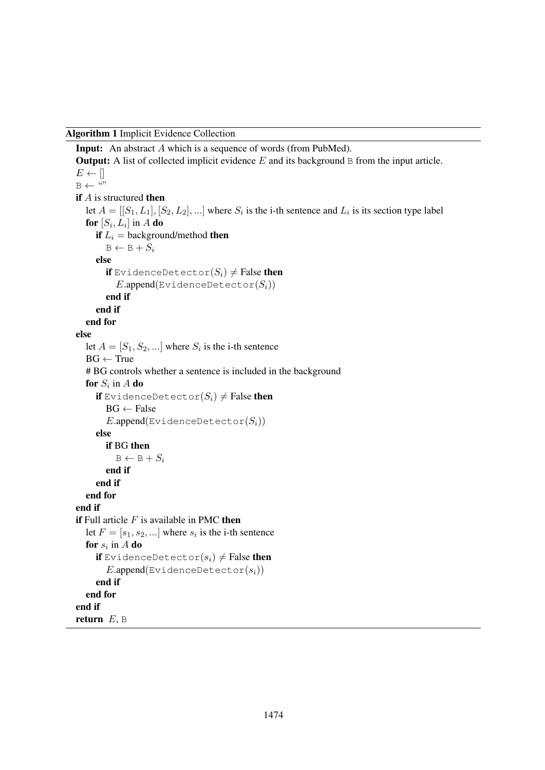**Algorithm 1** Implicit Evidence Collection

```
Input:  An abstract A which is a sequence of words (from PubMed).
Output: A list of collected implicit evidence E and its background B from the input article.
E ← []
B ← ""
if A is structured then
    let A = [[S_1, L_1], [S_2, L_2], ...] where S_i is the i-th sentence and L_i is its section type label
    for [S_i, L_i] in A do
        if L_i = background/method then
            B ← B + S_i
        else
            if EvidenceDetector(S_i) ≠ False then
                E.append(EvidenceDetector(S_i))
            end if
        end if
    end for
else
    let A = [S_1, S_2, ...] where S_i is the i-th sentence
    BG ← True
    # BG controls whether a sentence is included in the background
    for S_i in A do
        if EvidenceDetector(S_i) ≠ False then
            BG ← False
            E.append(EvidenceDetector(S_i))
        else
            if BG then
                B ← B + S_i
            end if
        end if
    end for
end if
if Full article F is available in PMC then
    let F = [s_1, s_2, ...] where s_i is the i-th sentence
    for s_i in A do
        if EvidenceDetector(s_i) ≠ False then
            E.append(EvidenceDetector(s_i))
        end if
    end for
end if
return E, B
```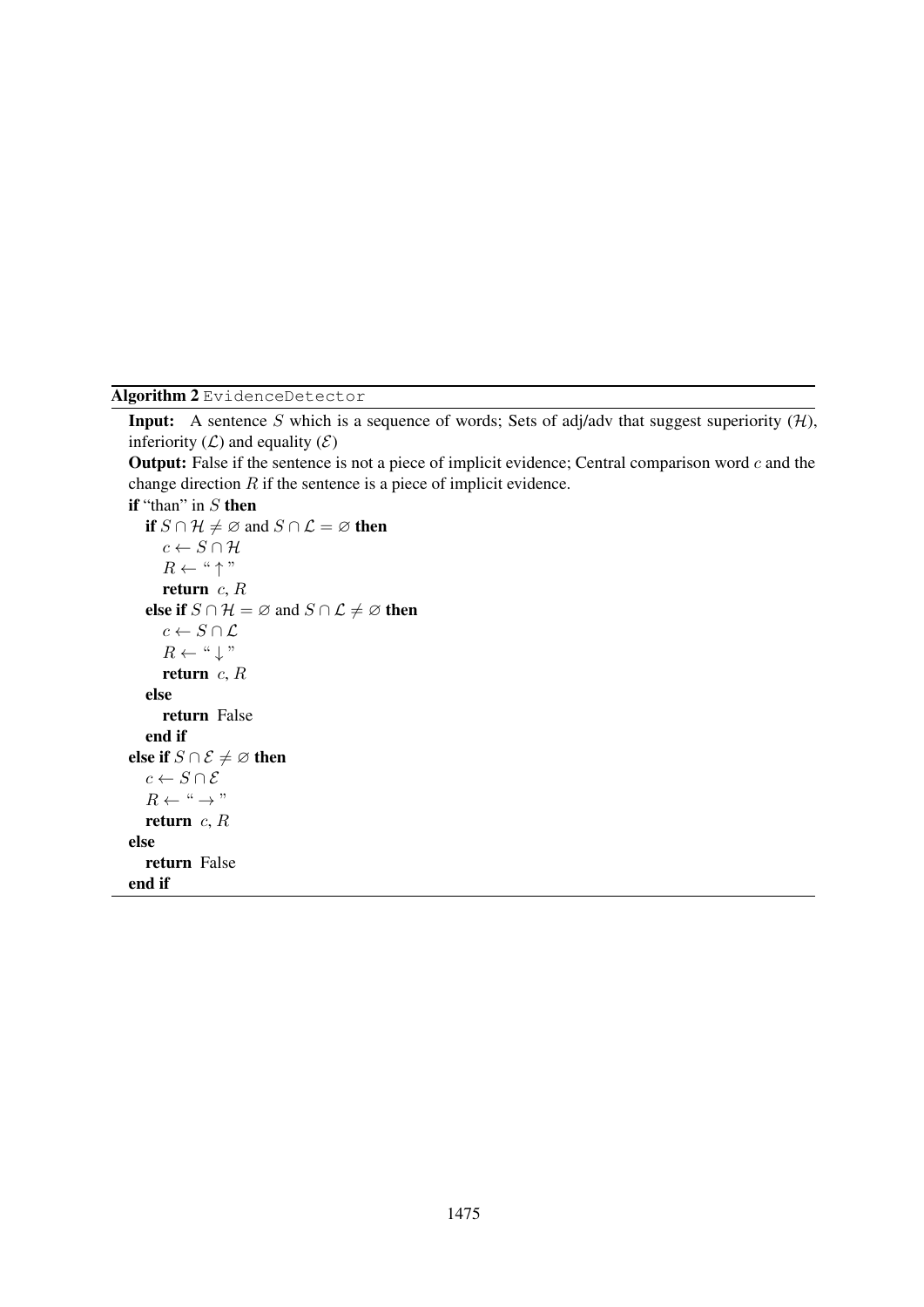**Algorithm 2** `EvidenceDetector`

**Input:** A sentence $S$ which is a sequence of words; Sets of adj/adv that suggest superiority ($\mathcal{H}$), inferiority ($\mathcal{L}$) and equality ($\mathcal{E}$)

**Output:** False if the sentence is not a piece of implicit evidence; Central comparison word $c$ and the change direction $R$ if the sentence is a piece of implicit evidence.

**if** "than" in $S$ **then**
&nbsp;&nbsp;&nbsp;&nbsp;**if** $S \cap \mathcal{H} \neq \varnothing$ and $S \cap \mathcal{L} = \varnothing$ **then**
&nbsp;&nbsp;&nbsp;&nbsp;&nbsp;&nbsp;&nbsp;&nbsp;$c \leftarrow S \cap \mathcal{H}$
&nbsp;&nbsp;&nbsp;&nbsp;&nbsp;&nbsp;&nbsp;&nbsp;$R \leftarrow$ "$\uparrow$"
&nbsp;&nbsp;&nbsp;&nbsp;&nbsp;&nbsp;&nbsp;&nbsp;**return** $c$, $R$
&nbsp;&nbsp;&nbsp;&nbsp;**else if** $S \cap \mathcal{H} = \varnothing$ and $S \cap \mathcal{L} \neq \varnothing$ **then**
&nbsp;&nbsp;&nbsp;&nbsp;&nbsp;&nbsp;&nbsp;&nbsp;$c \leftarrow S \cap \mathcal{L}$
&nbsp;&nbsp;&nbsp;&nbsp;&nbsp;&nbsp;&nbsp;&nbsp;$R \leftarrow$ "$\downarrow$"
&nbsp;&nbsp;&nbsp;&nbsp;&nbsp;&nbsp;&nbsp;&nbsp;**return** $c$, $R$
&nbsp;&nbsp;&nbsp;&nbsp;**else**
&nbsp;&nbsp;&nbsp;&nbsp;&nbsp;&nbsp;&nbsp;&nbsp;**return** False
&nbsp;&nbsp;&nbsp;&nbsp;**end if**
**else if** $S \cap \mathcal{E} \neq \varnothing$ **then**
&nbsp;&nbsp;&nbsp;&nbsp;$c \leftarrow S \cap \mathcal{E}$
&nbsp;&nbsp;&nbsp;&nbsp;$R \leftarrow$ "$\rightarrow$"
&nbsp;&nbsp;&nbsp;&nbsp;**return** $c$, $R$
**else**
&nbsp;&nbsp;&nbsp;&nbsp;**return** False
**end if**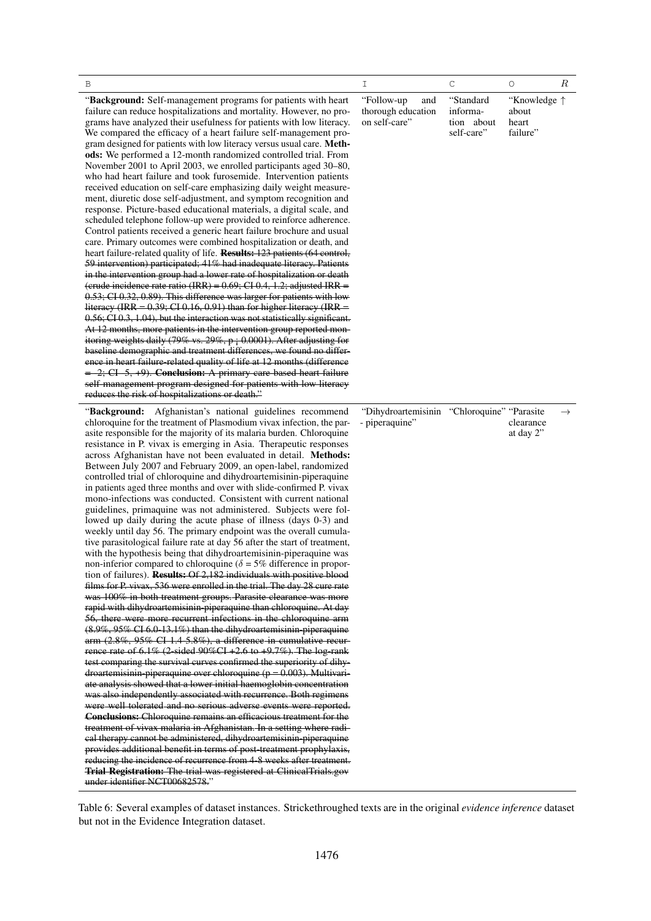| B | I | C | O | $R$ |
|---|---|---|---|---|
| "**Background:** Self-management programs for patients with heart failure can reduce hospitalizations and mortality. However, no programs have analyzed their usefulness for patients with low literacy. We compared the efficacy of a heart failure self-management program designed for patients with low literacy versus usual care. **Methods:** We performed a 12-month randomized controlled trial. From November 2001 to April 2003, we enrolled participants aged 30–80, who had heart failure and took furosemide. Intervention patients received education on self-care emphasizing daily weight measurement, diuretic dose self-adjustment, and symptom recognition and response. Picture-based educational materials, a digital scale, and scheduled telephone follow-up were provided to reinforce adherence. Control patients received a generic heart failure brochure and usual care. Primary outcomes were combined hospitalization or death, and heart failure-related quality of life. ~~**Results:** 123 patients (64 control, 59 intervention) participated; 41% had inadequate literacy. Patients in the intervention group had a lower rate of hospitalization or death (crude incidence rate ratio (IRR) = 0.69; CI 0.4, 1.2; adjusted IRR = 0.53; CI 0.32, 0.89). This difference was larger for patients with low literacy (IRR = 0.39; CI 0.16, 0.91) than for higher literacy (IRR = 0.56; CI 0.3, 1.04), but the interaction was not statistically significant. At 12 months, more patients in the intervention group reported monitoring weights daily (79% vs. 29%, p ¡ 0.0001). After adjusting for baseline demographic and treatment differences, we found no difference in heart failure-related quality of life at 12 months (difference = -2; CI -5, +9). **Conclusion:** A primary care-based heart failure self-management program designed for patients with low literacy reduces the risk of hospitalizations or death.~~" | "Follow-up and thorough education on self-care" | "Standard information about self-care" | "Knowledge about heart failure" | ↑ |
| "**Background:** Afghanistan's national guidelines recommend chloroquine for the treatment of Plasmodium vivax infection, the parasite responsible for the majority of its malaria burden. Chloroquine resistance in P. vivax is emerging in Asia. Therapeutic responses across Afghanistan have not been evaluated in detail. **Methods:** Between July 2007 and February 2009, an open-label, randomized controlled trial of chloroquine and dihydroartemisinin-piperaquine in patients aged three months and over with slide-confirmed P. vivax mono-infections was conducted. Consistent with current national guidelines, primaquine was not administered. Subjects were followed up daily during the acute phase of illness (days 0-3) and weekly until day 56. The primary endpoint was the overall cumulative parasitological failure rate at day 56 after the start of treatment, with the hypothesis being that dihydroartemisinin-piperaquine was non-inferior compared to chloroquine ($\delta$ = 5% difference in proportion of failures). ~~**Results:** Of 2,182 individuals with positive blood films for P. vivax, 536 were enrolled in the trial. The day 28 cure rate was 100% in both treatment groups. Parasite clearance was more rapid with dihydroartemisinin-piperaquine than chloroquine. At day 56, there were more recurrent infections in the chloroquine arm (8.9%, 95% CI 6.0-13.1%) than the dihydroartemisinin-piperaquine arm (2.8%, 95% CI 1.4-5.8%), a difference in cumulative recurrence rate of 6.1% (2-sided 90%CI +2.6 to +9.7%). The log-rank test comparing the survival curves confirmed the superiority of dihydroartemisinin-piperaquine over chloroquine (p = 0.003). Multivariate analysis showed that a lower initial haemoglobin concentration was also independently associated with recurrence. Both regimens were well tolerated and no serious adverse events were reported. **Conclusions:** Chloroquine remains an efficacious treatment for the treatment of vivax malaria in Afghanistan. In a setting where radical therapy cannot be administered, dihydroartemisinin-piperaquine provides additional benefit in terms of post-treatment prophylaxis, reducing the incidence of recurrence from 4-8 weeks after treatment. **Trial Registration:** The trial was registered at ClinicalTrials.gov under identifier NCT00682578.~~" | "Dihydroartemisinin - piperaquine" | "Chloroquine" | "Parasite clearance at day 2" | → |

Table 6: Several examples of dataset instances. Strickethroughed texts are in the original *evidence inference* dataset but not in the Evidence Integration dataset.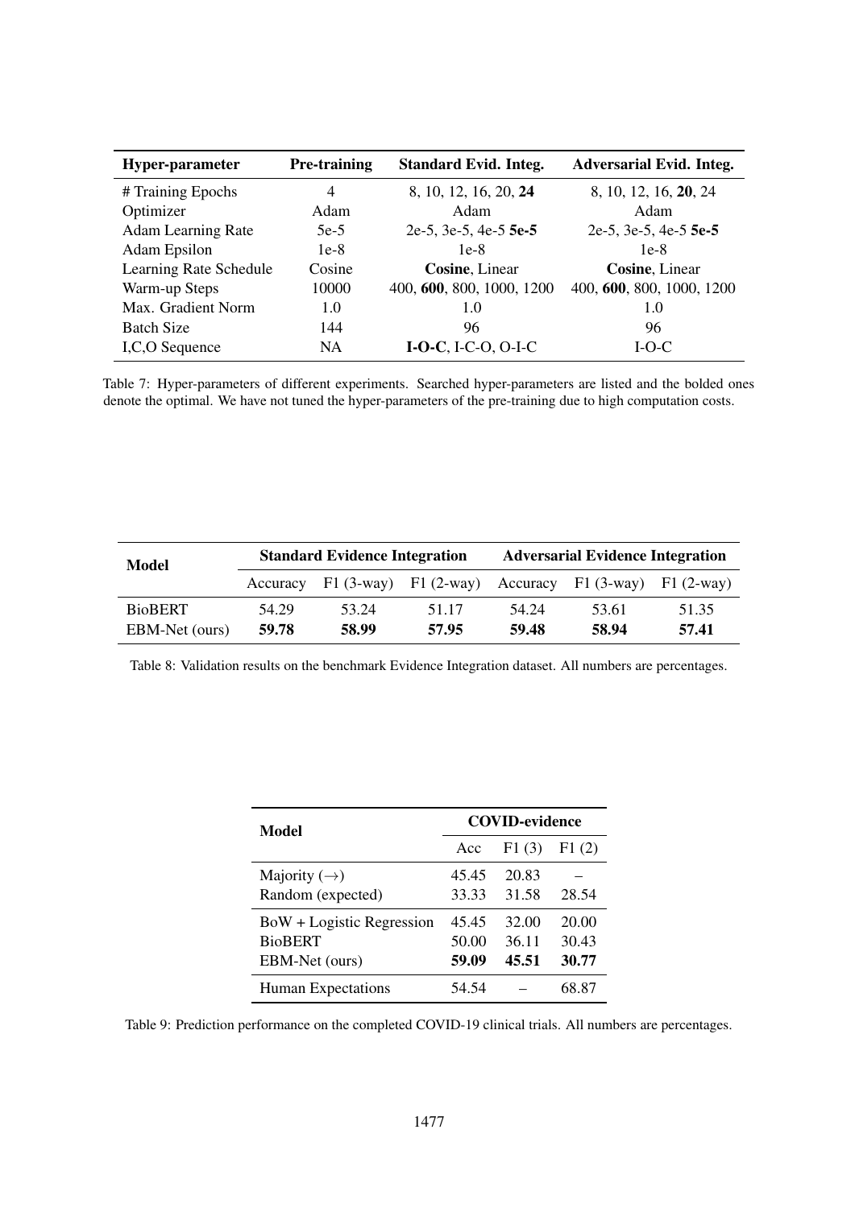| **Hyper-parameter** | **Pre-training** | **Standard Evid. Integ.** | **Adversarial Evid. Integ.** |
|---|---|---|---|
| # Training Epochs | 4 | 8, 10, 12, 16, 20, **24** | 8, 10, 12, 16, **20**, 24 |
| Optimizer | Adam | Adam | Adam |
| Adam Learning Rate | 5e-5 | 2e-5, 3e-5, 4e-5 **5e-5** | 2e-5, 3e-5, 4e-5 **5e-5** |
| Adam Epsilon | 1e-8 | 1e-8 | 1e-8 |
| Learning Rate Schedule | Cosine | **Cosine**, Linear | **Cosine**, Linear |
| Warm-up Steps | 10000 | 400, **600**, 800, 1000, 1200 | 400, **600**, 800, 1000, 1200 |
| Max. Gradient Norm | 1.0 | 1.0 | 1.0 |
| Batch Size | 144 | 96 | 96 |
| I,C,O Sequence | NA | **I-O-C**, I-C-O, O-I-C | I-O-C |

Table 7: Hyper-parameters of different experiments. Searched hyper-parameters are listed and the bolded ones denote the optimal. We have not tuned the hyper-parameters of the pre-training due to high computation costs.

| **Model** | **Standard Evidence Integration** | | | **Adversarial Evidence Integration** | | |
|---|---|---|---|---|---|---|
| | Accuracy | F1 (3-way) | F1 (2-way) | Accuracy | F1 (3-way) | F1 (2-way) |
| BioBERT | 54.29 | 53.24 | 51.17 | 54.24 | 53.61 | 51.35 |
| EBM-Net (ours) | **59.78** | **58.99** | **57.95** | **59.48** | **58.94** | **57.41** |

Table 8: Validation results on the benchmark Evidence Integration dataset. All numbers are percentages.

| **Model** | **COVID-evidence** | | |
|---|---|---|---|
| | Acc | F1 (3) | F1 (2) |
| Majority ($\rightarrow$) | 45.45 | 20.83 | – |
| Random (expected) | 33.33 | 31.58 | 28.54 |
| BoW + Logistic Regression | 45.45 | 32.00 | 20.00 |
| BioBERT | 50.00 | 36.11 | 30.43 |
| EBM-Net (ours) | **59.09** | **45.51** | **30.77** |
| Human Expectations | 54.54 | – | 68.87 |

Table 9: Prediction performance on the completed COVID-19 clinical trials. All numbers are percentages.